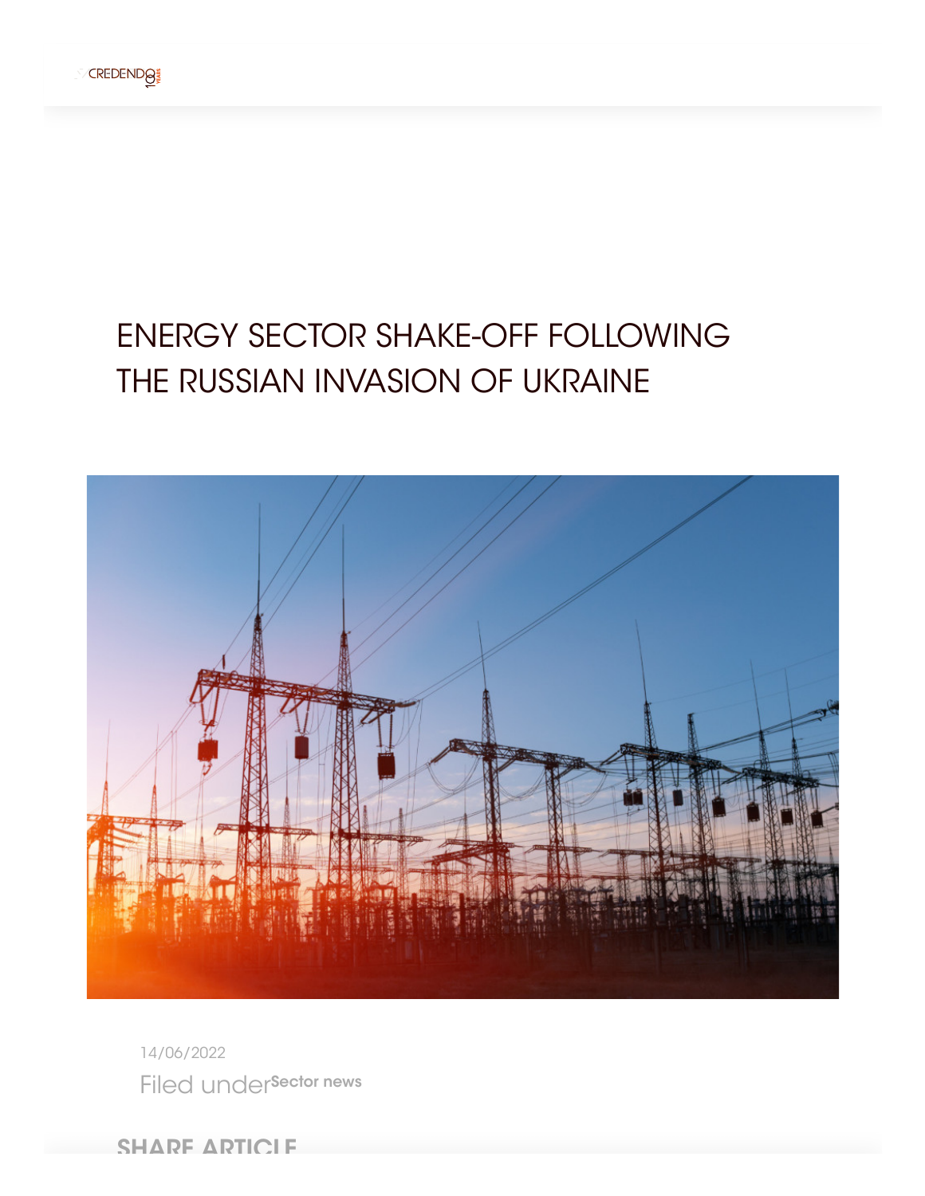# ENERGY SECTOR SHAKE-OFF FOLLOWING THE RUSSIAN INVASION OF UKRAINE

14/06/2022

Filed under **Sector news**

SHARE ARTICLE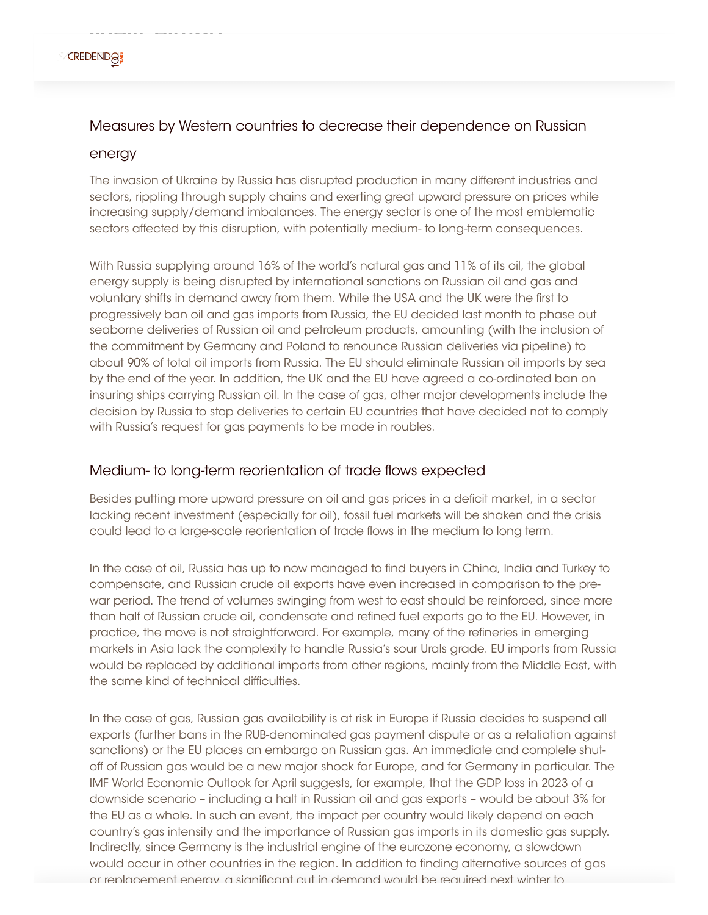## Measures by Western countries to decrease their dependence on Russian energy

The invasion of Ukraine by Russia has disrupted production in many different industries and sectors, rippling through supply chains and exerting great upward pressure on prices while increasing supply/demand imbalances. The energy sector is one of the most emblematic sectors affected by this disruption, with potentially medium- to long-term consequences.

With Russia supplying around 16% of the world's natural gas and 11% of its oil, the global energy supply is being disrupted by international sanctions on Russian oil and gas and voluntary shifts in demand away from them. While the USA and the UK were the first to progressively ban oil and gas imports from Russia, the EU decided last month to phase out seaborne deliveries of Russian oil and petroleum products, amounting (with the inclusion of the commitment by Germany and Poland to renounce Russian deliveries via pipeline) to about 90% of total oil imports from Russia. The EU should eliminate Russian oil imports by sea by the end of the year. In addition, the UK and the EU have agreed a co-ordinated ban on insuring ships carrying Russian oil. In the case of gas, other major developments include the decision by Russia to stop deliveries to certain EU countries that have decided not to comply with Russia's request for gas payments to be made in roubles.

## Medium- to long-term reorientation of trade flows expected

Besides putting more upward pressure on oil and gas prices in a deficit market, in a sector lacking recent investment (especially for oil), fossil fuel markets will be shaken and the crisis could lead to a large-scale reorientation of trade flows in the medium to long term.

In the case of oil, Russia has up to now managed to find buyers in China, India and Turkey to compensate, and Russian crude oil exports have even increased in comparison to the pre-war period. The trend of volumes swinging from west to east should be reinforced, since more than half of Russian crude oil, condensate and refined fuel exports go to the EU. However, in practice, the move is not straightforward. For example, many of the refineries in emerging markets in Asia lack the complexity to handle Russia's sour Urals grade. EU imports from Russia would be replaced by additional imports from other regions, mainly from the Middle East, with the same kind of technical difficulties.

In the case of gas, Russian gas availability is at risk in Europe if Russia decides to suspend all exports (further bans in the RUB-denominated gas payment dispute or as a retaliation against sanctions) or the EU places an embargo on Russian gas. An immediate and complete shut-off of Russian gas would be a new major shock for Europe, and for Germany in particular. The IMF World Economic Outlook for April suggests, for example, that the GDP loss in 2023 of a downside scenario – including a halt in Russian oil and gas exports – would be about 3% for the EU as a whole. In such an event, the impact per country would likely depend on each country's gas intensity and the importance of Russian gas imports in its domestic gas supply. Indirectly, since Germany is the industrial engine of the eurozone economy, a slowdown would occur in other countries in the region. In addition to finding alternative sources of gas or replacement energy, a significant cut in demand would be required next winter to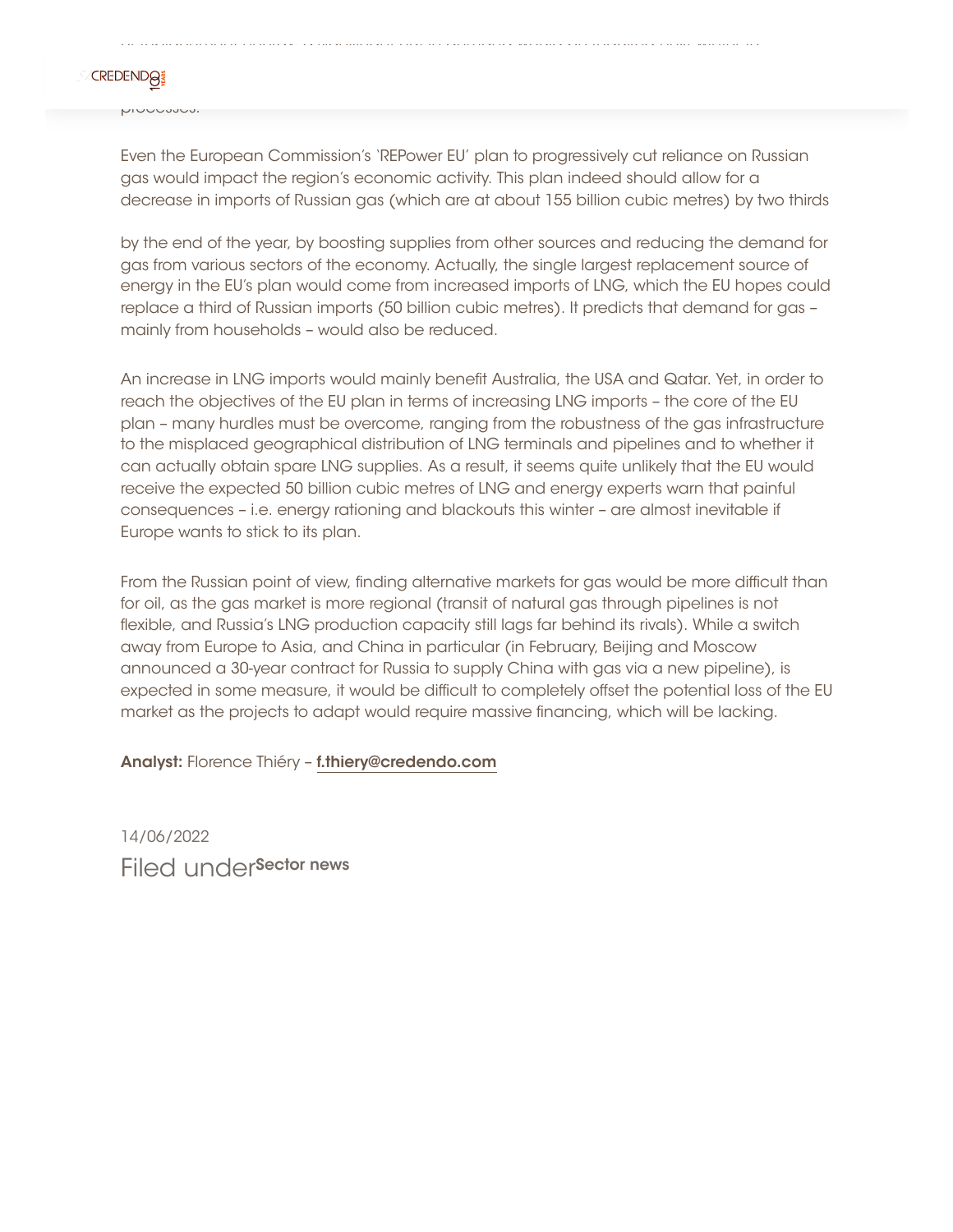Even the European Commission's 'REPower EU' plan to progressively cut reliance on Russian gas would impact the region's economic activity. This plan indeed should allow for a decrease in imports of Russian gas (which are at about 155 billion cubic metres) by two thirds

by the end of the year, by boosting supplies from other sources and reducing the demand for gas from various sectors of the economy. Actually, the single largest replacement source of energy in the EU's plan would come from increased imports of LNG, which the EU hopes could replace a third of Russian imports (50 billion cubic metres). It predicts that demand for gas – mainly from households – would also be reduced.

An increase in LNG imports would mainly benefit Australia, the USA and Qatar. Yet, in order to reach the objectives of the EU plan in terms of increasing LNG imports – the core of the EU plan – many hurdles must be overcome, ranging from the robustness of the gas infrastructure to the misplaced geographical distribution of LNG terminals and pipelines and to whether it can actually obtain spare LNG supplies. As a result, it seems quite unlikely that the EU would receive the expected 50 billion cubic metres of LNG and energy experts warn that painful consequences – i.e. energy rationing and blackouts this winter – are almost inevitable if Europe wants to stick to its plan.

From the Russian point of view, finding alternative markets for gas would be more difficult than for oil, as the gas market is more regional (transit of natural gas through pipelines is not flexible, and Russia's LNG production capacity still lags far behind its rivals). While a switch away from Europe to Asia, and China in particular (in February, Beijing and Moscow announced a 30-year contract for Russia to supply China with gas via a new pipeline), is expected in some measure, it would be difficult to completely offset the potential loss of the EU market as the projects to adapt would require massive financing, which will be lacking.

**Analyst:** Florence Thiéry – f.thiery@credendo.com

14/06/2022

Filed under **Sector news**